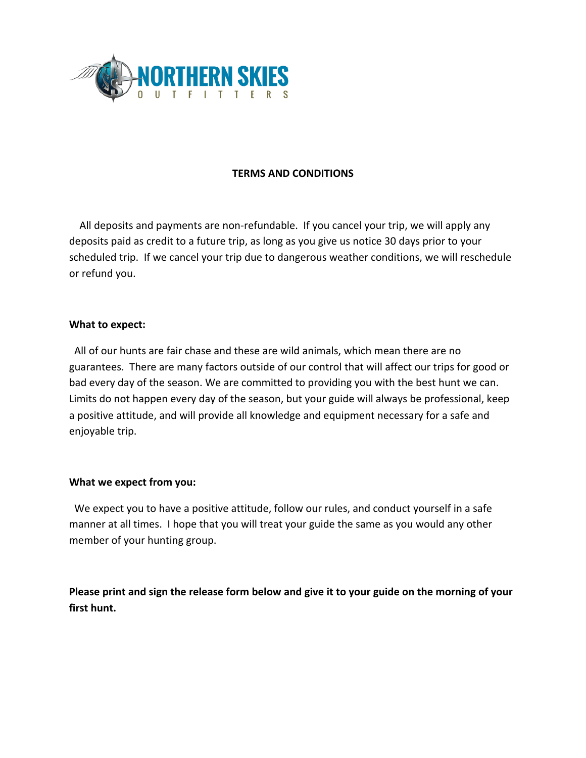NORTHERN SKIES
OUTFITTERS

# TERMS AND CONDITIONS

All deposits and payments are non-refundable. If you cancel your trip, we will apply any deposits paid as credit to a future trip, as long as you give us notice 30 days prior to your scheduled trip. If we cancel your trip due to dangerous weather conditions, we will reschedule or refund you.

**What to expect:**

All of our hunts are fair chase and these are wild animals, which mean there are no guarantees. There are many factors outside of our control that will affect our trips for good or bad every day of the season. We are committed to providing you with the best hunt we can. Limits do not happen every day of the season, but your guide will always be professional, keep a positive attitude, and will provide all knowledge and equipment necessary for a safe and enjoyable trip.

**What we expect from you:**

We expect you to have a positive attitude, follow our rules, and conduct yourself in a safe manner at all times. I hope that you will treat your guide the same as you would any other member of your hunting group.

**Please print and sign the release form below and give it to your guide on the morning of your first hunt.**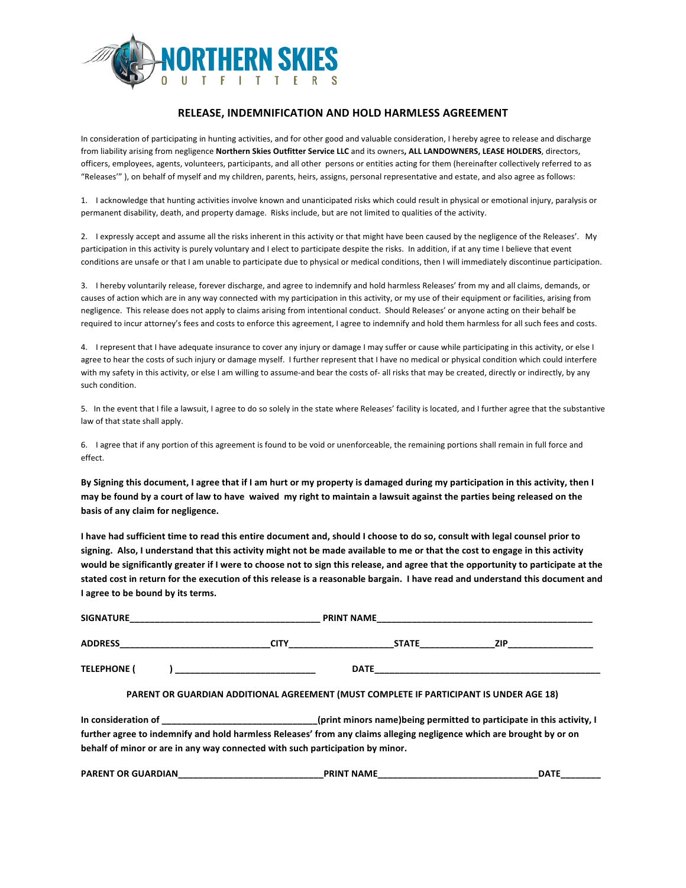NORTHERN SKIES
O U T F I T T E R S

## RELEASE, INDEMNIFICATION AND HOLD HARMLESS AGREEMENT

In consideration of participating in hunting activities, and for other good and valuable consideration, I hereby agree to release and discharge from liability arising from negligence **Northern Skies Outfitter Service LLC** and its owners**, ALL LANDOWNERS, LEASE HOLDERS**, directors, officers, employees, agents, volunteers, participants, and all other persons or entities acting for them (hereinafter collectively referred to as "Releases'" ), on behalf of myself and my children, parents, heirs, assigns, personal representative and estate, and also agree as follows:

1. I acknowledge that hunting activities involve known and unanticipated risks which could result in physical or emotional injury, paralysis or permanent disability, death, and property damage. Risks include, but are not limited to qualities of the activity.

2. I expressly accept and assume all the risks inherent in this activity or that might have been caused by the negligence of the Releases'. My participation in this activity is purely voluntary and I elect to participate despite the risks. In addition, if at any time I believe that event conditions are unsafe or that I am unable to participate due to physical or medical conditions, then I will immediately discontinue participation.

3. I hereby voluntarily release, forever discharge, and agree to indemnify and hold harmless Releases' from my and all claims, demands, or causes of action which are in any way connected with my participation in this activity, or my use of their equipment or facilities, arising from negligence. This release does not apply to claims arising from intentional conduct. Should Releases' or anyone acting on their behalf be required to incur attorney's fees and costs to enforce this agreement, I agree to indemnify and hold them harmless for all such fees and costs.

4. I represent that I have adequate insurance to cover any injury or damage I may suffer or cause while participating in this activity, or else I agree to hear the costs of such injury or damage myself. I further represent that I have no medical or physical condition which could interfere with my safety in this activity, or else I am willing to assume-and bear the costs of- all risks that may be created, directly or indirectly, by any such condition.

5. In the event that I file a lawsuit, I agree to do so solely in the state where Releases' facility is located, and I further agree that the substantive law of that state shall apply.

6. I agree that if any portion of this agreement is found to be void or unenforceable, the remaining portions shall remain in full force and effect.

**By Signing this document, I agree that if I am hurt or my property is damaged during my participation in this activity, then I may be found by a court of law to have waived my right to maintain a lawsuit against the parties being released on the basis of any claim for negligence.**

**I have had sufficient time to read this entire document and, should I choose to do so, consult with legal counsel prior to signing. Also, I understand that this activity might not be made available to me or that the cost to engage in this activity would be significantly greater if I were to choose not to sign this release, and agree that the opportunity to participate at the stated cost in return for the execution of this release is a reasonable bargain. I have read and understand this document and I agree to be bound by its terms.**

**SIGNATURE**_______________________________________ **PRINT NAME**____________________________________________

**ADDRESS**_____________________________**CITY**_____________________**STATE**_______________**ZIP**_________________

**TELEPHONE (** **)** ____________________________ **DATE**______________________________________________

**PARENT OR GUARDIAN ADDITIONAL AGREEMENT (MUST COMPLETE IF PARTICIPANT IS UNDER AGE 18)**

**In consideration of** ______________________________**(print minors name)being permitted to participate in this activity, I further agree to indemnify and hold harmless Releases' from any claims alleging negligence which are brought by or on behalf of minor or are in any way connected with such participation by minor.**

**PARENT OR GUARDIAN**_____________________________**PRINT NAME**________________________________**DATE**________